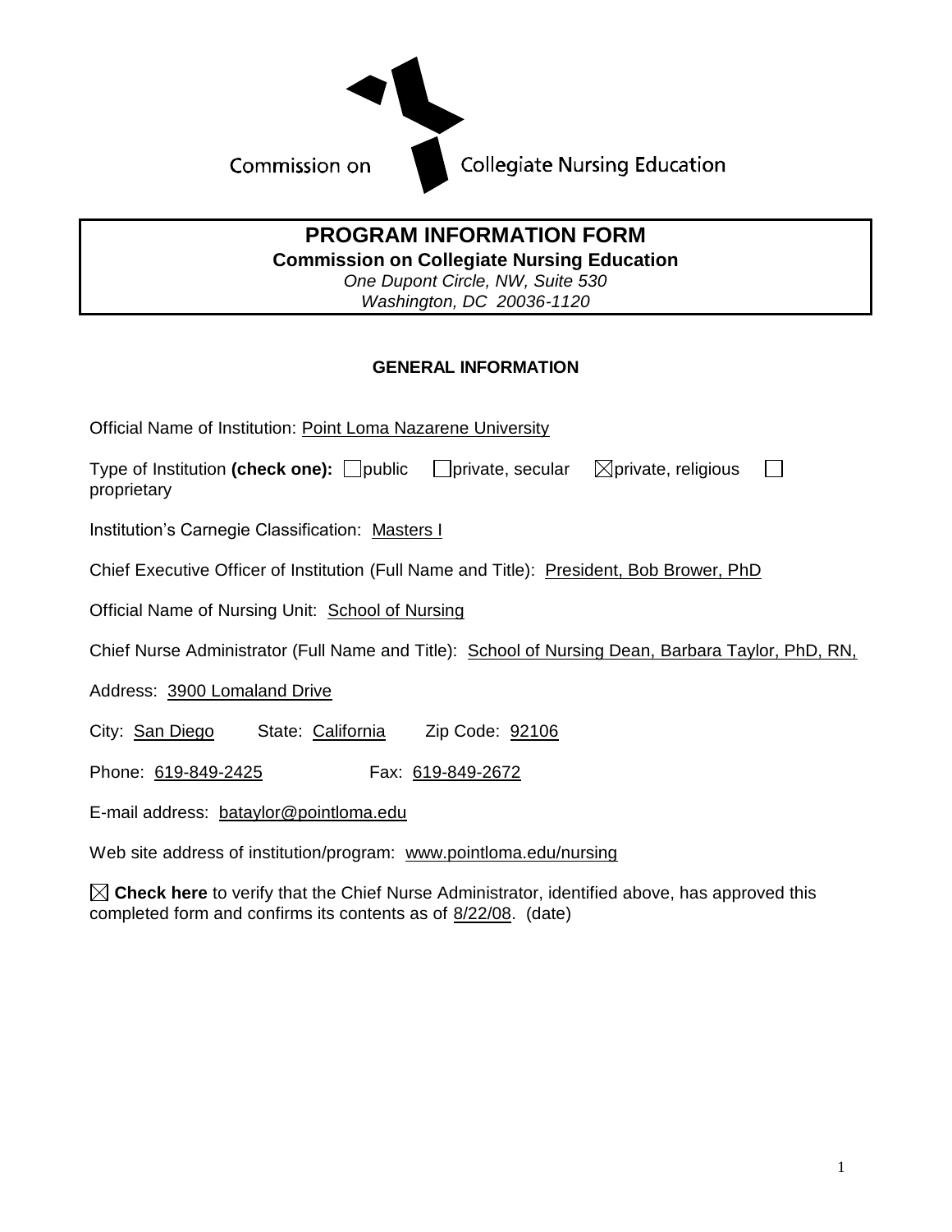Commission on Collegiate Nursing Education

# PROGRAM INFORMATION FORM

**Commission on Collegiate Nursing Education**

*One Dupont Circle, NW, Suite 530*
*Washington, DC 20036-1120*

## GENERAL INFORMATION

Official Name of Institution: Point Loma Nazarene University

Type of Institution **(check one):** ☐ public ☐ private, secular ☒ private, religious ☐ proprietary

Institution's Carnegie Classification: Masters I

Chief Executive Officer of Institution (Full Name and Title): President, Bob Brower, PhD

Official Name of Nursing Unit: School of Nursing

Chief Nurse Administrator (Full Name and Title): School of Nursing Dean, Barbara Taylor, PhD, RN,

Address: 3900 Lomaland Drive

City: San Diego State: California Zip Code: 92106

Phone: 619-849-2425 Fax: 619-849-2672

E-mail address: bataylor@pointloma.edu

Web site address of institution/program: www.pointloma.edu/nursing

☒ **Check here** to verify that the Chief Nurse Administrator, identified above, has approved this completed form and confirms its contents as of 8/22/08. (date)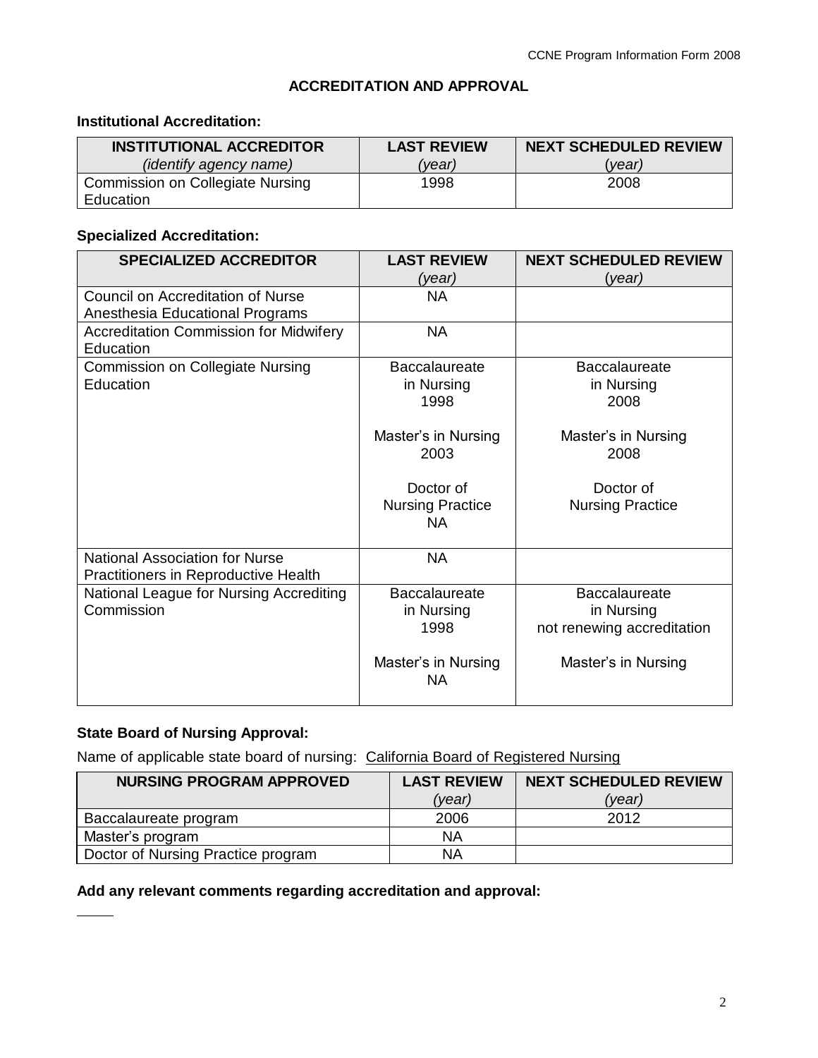## ACCREDITATION AND APPROVAL

**Institutional Accreditation:**

| **INSTITUTIONAL ACCREDITOR** *(identify agency name)* | **LAST REVIEW** *(year)* | **NEXT SCHEDULED REVIEW** *(year)* |
|---|---|---|
| Commission on Collegiate Nursing Education | 1998 | 2008 |

**Specialized Accreditation:**

| **SPECIALIZED ACCREDITOR** | **LAST REVIEW** *(year)* | **NEXT SCHEDULED REVIEW** *(year)* |
|---|---|---|
| Council on Accreditation of Nurse Anesthesia Educational Programs | NA | |
| Accreditation Commission for Midwifery Education | NA | |
| Commission on Collegiate Nursing Education | Baccalaureate in Nursing 1998<br><br>Master's in Nursing 2003<br><br>Doctor of Nursing Practice NA | Baccalaureate in Nursing 2008<br><br>Master's in Nursing 2008<br><br>Doctor of Nursing Practice |
| National Association for Nurse Practitioners in Reproductive Health | NA | |
| National League for Nursing Accrediting Commission | Baccalaureate in Nursing 1998<br><br>Master's in Nursing NA | Baccalaureate in Nursing not renewing accreditation<br><br>Master's in Nursing |

**State Board of Nursing Approval:**

Name of applicable state board of nursing: California Board of Registered Nursing

| **NURSING PROGRAM APPROVED** | **LAST REVIEW** *(year)* | **NEXT SCHEDULED REVIEW** *(year)* |
|---|---|---|
| Baccalaureate program | 2006 | 2012 |
| Master's program | NA | |
| Doctor of Nursing Practice program | NA | |

**Add any relevant comments regarding accreditation and approval:**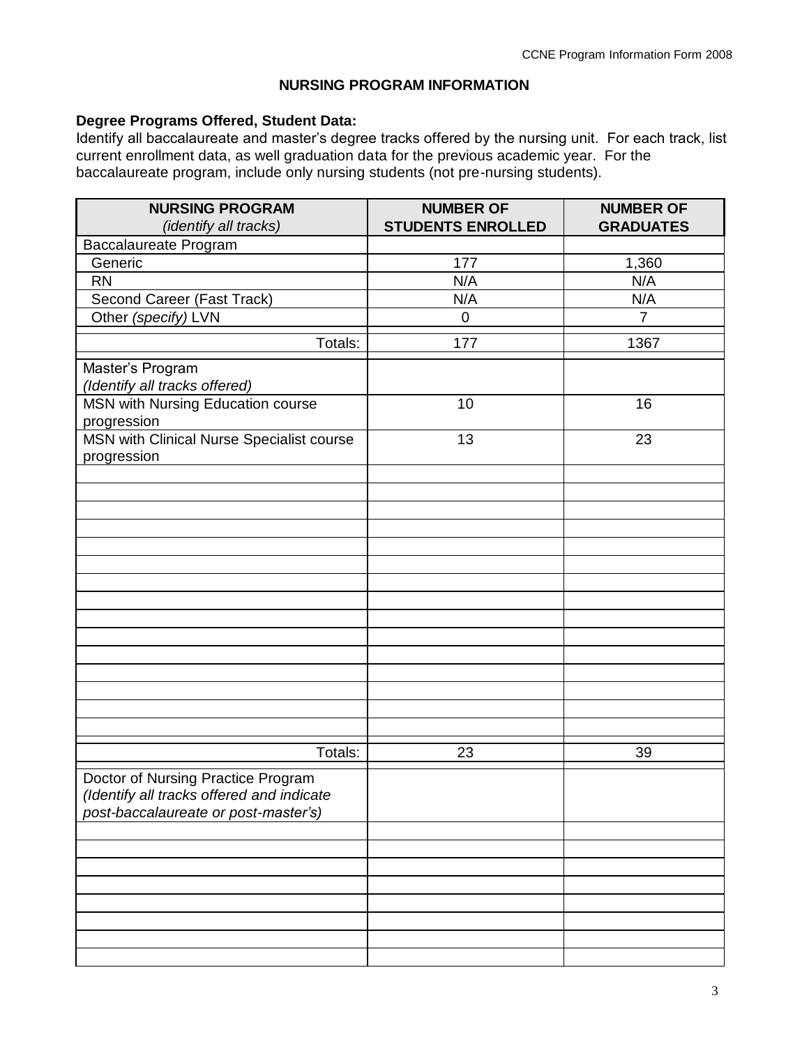### NURSING PROGRAM INFORMATION

**Degree Programs Offered, Student Data:**
Identify all baccalaureate and master's degree tracks offered by the nursing unit. For each track, list current enrollment data, as well graduation data for the previous academic year. For the baccalaureate program, include only nursing students (not pre-nursing students).

| **NURSING PROGRAM** *(identify all tracks)* | **NUMBER OF STUDENTS ENROLLED** | **NUMBER OF GRADUATES** |
|---|---|---|
| Baccalaureate Program | | |
| Generic | 177 | 1,360 |
| RN | N/A | N/A |
| Second Career (Fast Track) | N/A | N/A |
| Other *(specify)* LVN | 0 | 7 |
| Totals: | 177 | 1367 |
| Master's Program *(Identify all tracks offered)* | | |
| MSN with Nursing Education course progression | 10 | 16 |
| MSN with Clinical Nurse Specialist course progression | 13 | 23 |
| | | |
| | | |
| | | |
| | | |
| | | |
| | | |
| | | |
| | | |
| | | |
| | | |
| | | |
| | | |
| | | |
| | | |
| | | |
| Totals: | 23 | 39 |
| Doctor of Nursing Practice Program *(Identify all tracks offered and indicate post-baccalaureate or post-master's)* | | |
| | | |
| | | |
| | | |
| | | |
| | | |
| | | |
| | | |
| | | |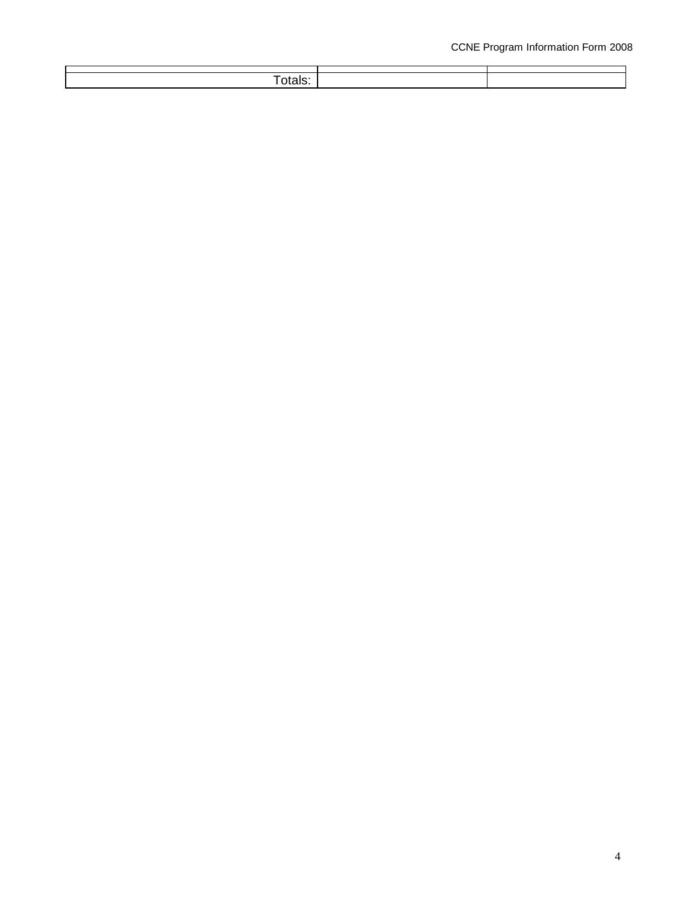| | | |
|---|---|---|
| Totals: | | |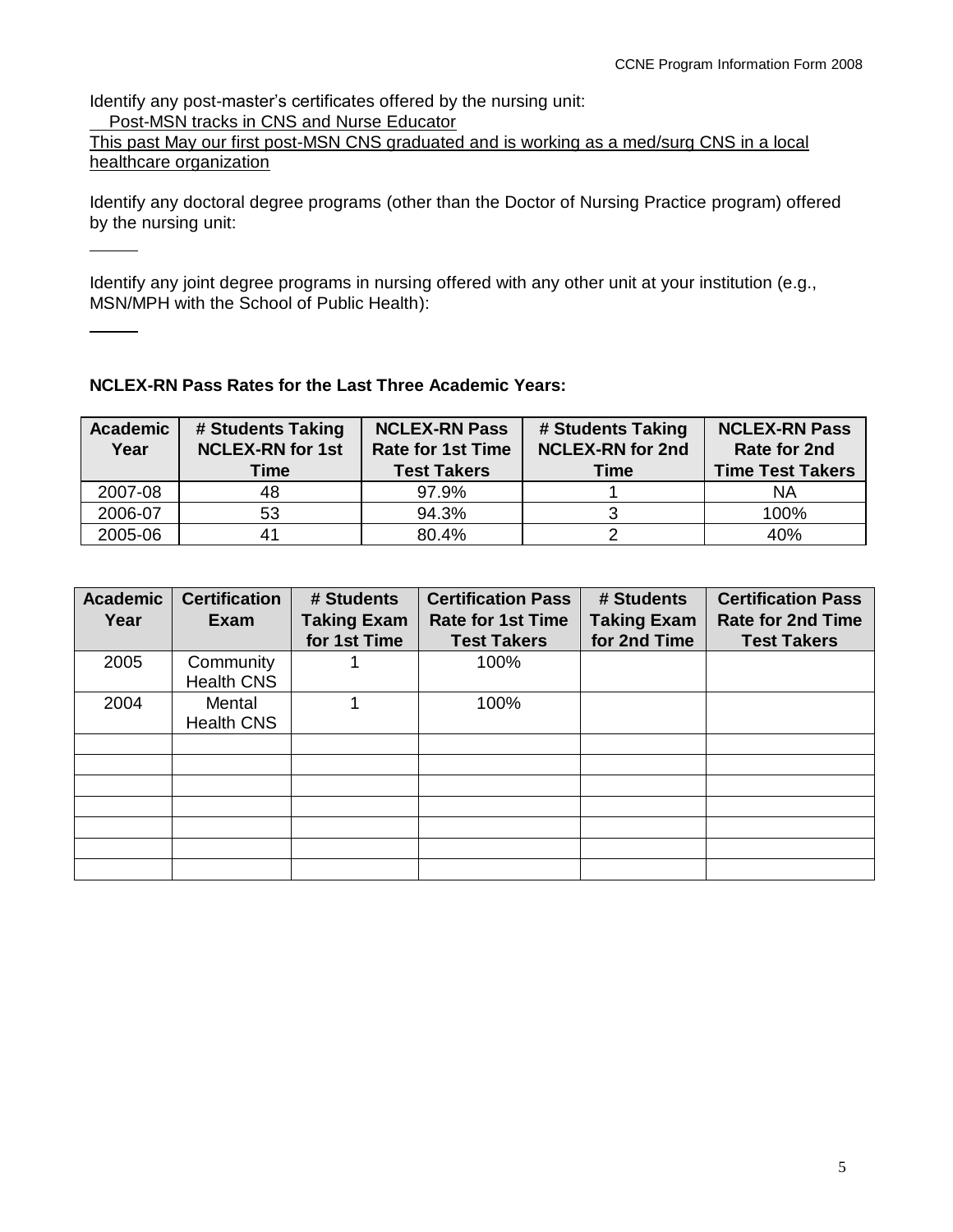Identify any post-master's certificates offered by the nursing unit:

Post-MSN tracks in CNS and Nurse Educator

This past May our first post-MSN CNS graduated and is working as a med/surg CNS in a local healthcare organization

Identify any doctoral degree programs (other than the Doctor of Nursing Practice program) offered by the nursing unit:

Identify any joint degree programs in nursing offered with any other unit at your institution (e.g., MSN/MPH with the School of Public Health):

**NCLEX-RN Pass Rates for the Last Three Academic Years:**

| Academic Year | # Students Taking NCLEX-RN for 1st Time | NCLEX-RN Pass Rate for 1st Time Test Takers | # Students Taking NCLEX-RN for 2nd Time | NCLEX-RN Pass Rate for 2nd Time Test Takers |
|---|---|---|---|---|
| 2007-08 | 48 | 97.9% | 1 | NA |
| 2006-07 | 53 | 94.3% | 3 | 100% |
| 2005-06 | 41 | 80.4% | 2 | 40% |

| Academic Year | Certification Exam | # Students Taking Exam for 1st Time | Certification Pass Rate for 1st Time Test Takers | # Students Taking Exam for 2nd Time | Certification Pass Rate for 2nd Time Test Takers |
|---|---|---|---|---|---|
| 2005 | Community Health CNS | 1 | 100% | | |
| 2004 | Mental Health CNS | 1 | 100% | | |
| | | | | | |
| | | | | | |
| | | | | | |
| | | | | | |
| | | | | | |
| | | | | | |
| | | | | | |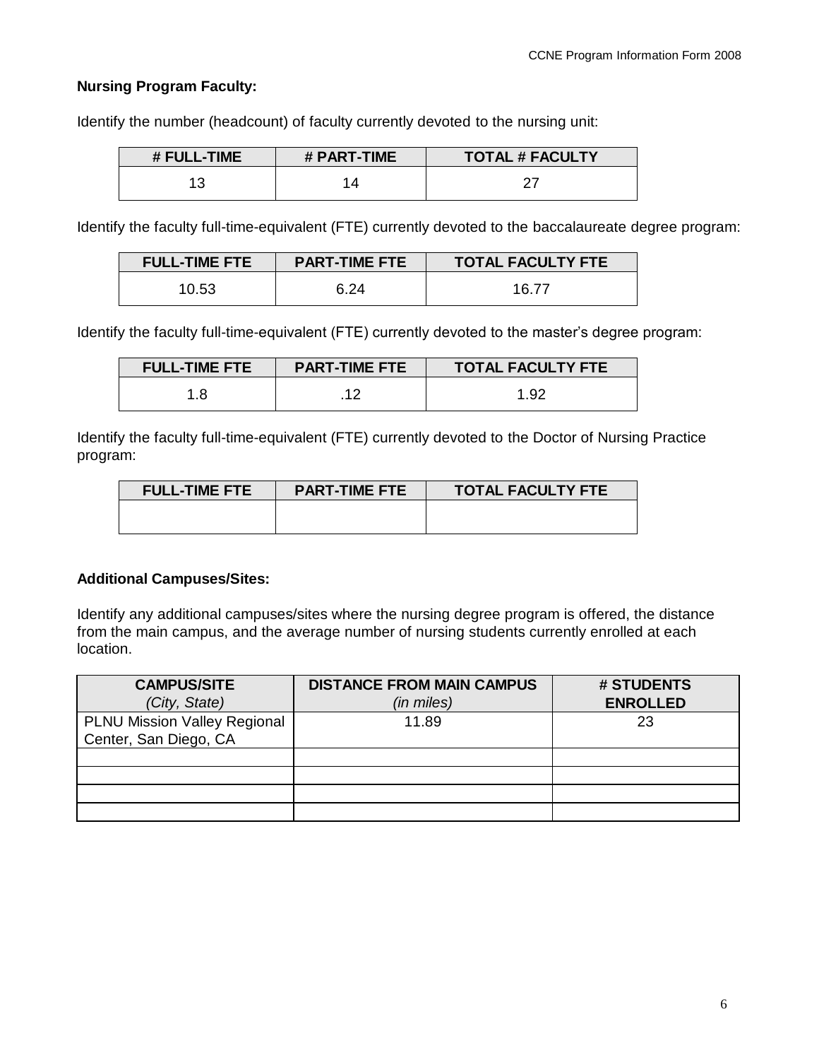**Nursing Program Faculty:**

Identify the number (headcount) of faculty currently devoted to the nursing unit:

| # FULL-TIME | # PART-TIME | TOTAL # FACULTY |
|---|---|---|
| 13 | 14 | 27 |

Identify the faculty full-time-equivalent (FTE) currently devoted to the baccalaureate degree program:

| FULL-TIME FTE | PART-TIME FTE | TOTAL FACULTY FTE |
|---|---|---|
| 10.53 | 6.24 | 16.77 |

Identify the faculty full-time-equivalent (FTE) currently devoted to the master's degree program:

| FULL-TIME FTE | PART-TIME FTE | TOTAL FACULTY FTE |
|---|---|---|
| 1.8 | .12 | 1.92 |

Identify the faculty full-time-equivalent (FTE) currently devoted to the Doctor of Nursing Practice program:

| FULL-TIME FTE | PART-TIME FTE | TOTAL FACULTY FTE |
|---|---|---|
| | | |

**Additional Campuses/Sites:**

Identify any additional campuses/sites where the nursing degree program is offered, the distance from the main campus, and the average number of nursing students currently enrolled at each location.

| CAMPUS/SITE *(City, State)* | DISTANCE FROM MAIN CAMPUS *(in miles)* | # STUDENTS ENROLLED |
|---|---|---|
| PLNU Mission Valley Regional Center, San Diego, CA | 11.89 | 23 |
| | | |
| | | |
| | | |
| | | |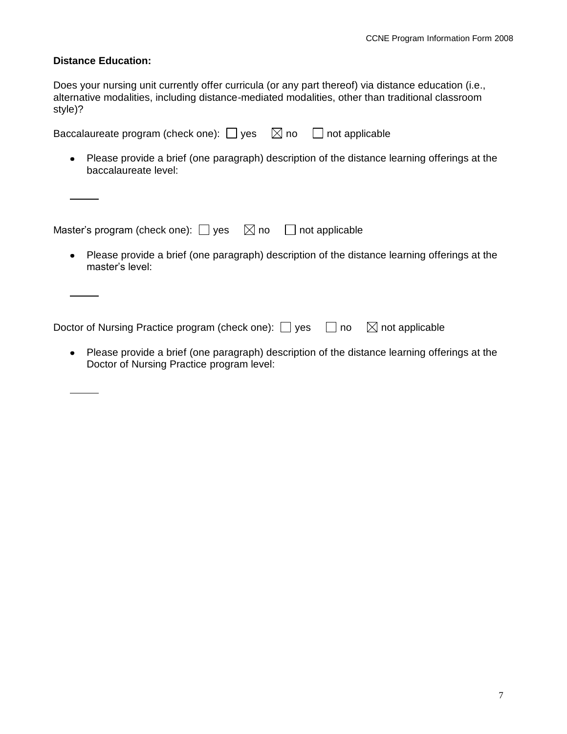**Distance Education:**

Does your nursing unit currently offer curricula (or any part thereof) via distance education (i.e., alternative modalities, including distance-mediated modalities, other than traditional classroom style)?

Baccalaureate program (check one): ☐ yes ☒ no ☐ not applicable

- Please provide a brief (one paragraph) description of the distance learning offerings at the baccalaureate level:

\_\_\_\_\_

Master's program (check one): ☐ yes ☒ no ☐ not applicable

- Please provide a brief (one paragraph) description of the distance learning offerings at the master's level:

\_\_\_\_\_

Doctor of Nursing Practice program (check one): ☐ yes ☐ no ☒ not applicable

- Please provide a brief (one paragraph) description of the distance learning offerings at the Doctor of Nursing Practice program level:

\_\_\_\_\_